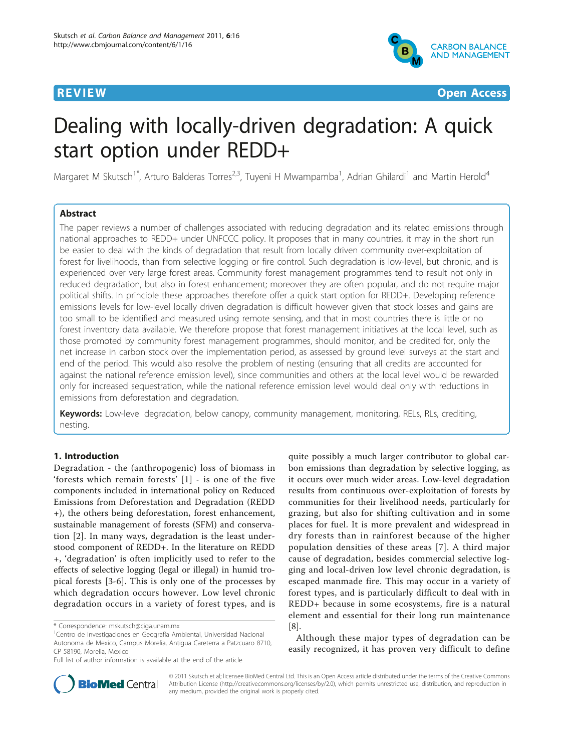**REVIEW** **Open Access**

# Dealing with locally-driven degradation: A quick start option under REDD+

Margaret M Skutsch[1*], Arturo Balderas Torres[2,3], Tuyeni H Mwampamba[1], Adrian Ghilardi[1] and Martin Herold[4]

## Abstract

The paper reviews a number of challenges associated with reducing degradation and its related emissions through national approaches to REDD+ under UNFCCC policy. It proposes that in many countries, it may in the short run be easier to deal with the kinds of degradation that result from locally driven community over-exploitation of forest for livelihoods, than from selective logging or fire control. Such degradation is low-level, but chronic, and is experienced over very large forest areas. Community forest management programmes tend to result not only in reduced degradation, but also in forest enhancement; moreover they are often popular, and do not require major political shifts. In principle these approaches therefore offer a quick start option for REDD+. Developing reference emissions levels for low-level locally driven degradation is difficult however given that stock losses and gains are too small to be identified and measured using remote sensing, and that in most countries there is little or no forest inventory data available. We therefore propose that forest management initiatives at the local level, such as those promoted by community forest management programmes, should monitor, and be credited for, only the net increase in carbon stock over the implementation period, as assessed by ground level surveys at the start and end of the period. This would also resolve the problem of nesting (ensuring that all credits are accounted for against the national reference emission level), since communities and others at the local level would be rewarded only for increased sequestration, while the national reference emission level would deal only with reductions in emissions from deforestation and degradation.

**Keywords:** Low-level degradation, below canopy, community management, monitoring, RELs, RLs, crediting, nesting.

## 1. Introduction

Degradation - the (anthropogenic) loss of biomass in 'forests which remain forests' [1] - is one of the five components included in international policy on Reduced Emissions from Deforestation and Degradation (REDD +), the others being deforestation, forest enhancement, sustainable management of forests (SFM) and conservation [2]. In many ways, degradation is the least understood component of REDD+. In the literature on REDD +, 'degradation' is often implicitly used to refer to the effects of selective logging (legal or illegal) in humid tropical forests [3-6]. This is only one of the processes by which degradation occurs however. Low level chronic degradation occurs in a variety of forest types, and is quite possibly a much larger contributor to global carbon emissions than degradation by selective logging, as it occurs over much wider areas. Low-level degradation results from continuous over-exploitation of forests by communities for their livelihood needs, particularly for grazing, but also for shifting cultivation and in some places for fuel. It is more prevalent and widespread in dry forests than in rainforest because of the higher population densities of these areas [7]. A third major cause of degradation, besides commercial selective logging and local-driven low level chronic degradation, is escaped manmade fire. This may occur in a variety of forest types, and is particularly difficult to deal with in REDD+ because in some ecosystems, fire is a natural element and essential for their long run maintenance [8].

Although these major types of degradation can be easily recognized, it has proven very difficult to define

\* Correspondence: mskutsch@ciga.unam.mx
[1]Centro de Investigaciones en Geografía Ambiental, Universidad Nacional Autonoma de Mexico, Campus Morelia, Antigua Careterra a Patzcuaro 8710, CP 58190, Morelia, Mexico
Full list of author information is available at the end of the article

© 2011 Skutsch et al; licensee BioMed Central Ltd. This is an Open Access article distributed under the terms of the Creative Commons Attribution License (http://creativecommons.org/licenses/by/2.0), which permits unrestricted use, distribution, and reproduction in any medium, provided the original work is properly cited.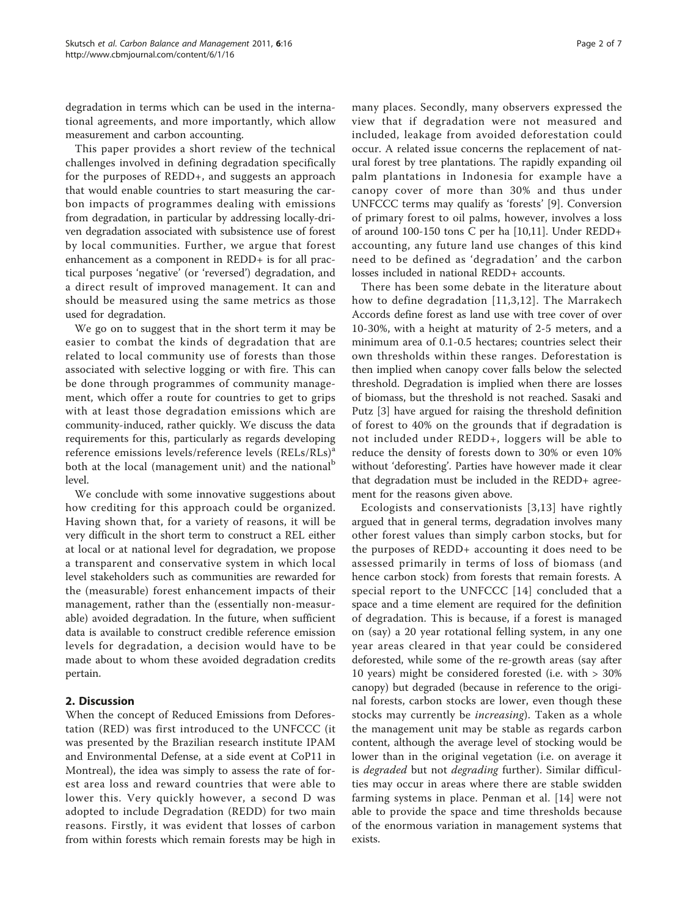degradation in terms which can be used in the international agreements, and more importantly, which allow measurement and carbon accounting.

This paper provides a short review of the technical challenges involved in defining degradation specifically for the purposes of REDD+, and suggests an approach that would enable countries to start measuring the carbon impacts of programmes dealing with emissions from degradation, in particular by addressing locally-driven degradation associated with subsistence use of forest by local communities. Further, we argue that forest enhancement as a component in REDD+ is for all practical purposes 'negative' (or 'reversed') degradation, and a direct result of improved management. It can and should be measured using the same metrics as those used for degradation.

We go on to suggest that in the short term it may be easier to combat the kinds of degradation that are related to local community use of forests than those associated with selective logging or with fire. This can be done through programmes of community management, which offer a route for countries to get to grips with at least those degradation emissions which are community-induced, rather quickly. We discuss the data requirements for this, particularly as regards developing reference emissions levels/reference levels (RELs/RLs)[a] both at the local (management unit) and the national[b] level.

We conclude with some innovative suggestions about how crediting for this approach could be organized. Having shown that, for a variety of reasons, it will be very difficult in the short term to construct a REL either at local or at national level for degradation, we propose a transparent and conservative system in which local level stakeholders such as communities are rewarded for the (measurable) forest enhancement impacts of their management, rather than the (essentially non-measurable) avoided degradation. In the future, when sufficient data is available to construct credible reference emission levels for degradation, a decision would have to be made about to whom these avoided degradation credits pertain.

## 2. Discussion

When the concept of Reduced Emissions from Deforestation (RED) was first introduced to the UNFCCC (it was presented by the Brazilian research institute IPAM and Environmental Defense, at a side event at CoP11 in Montreal), the idea was simply to assess the rate of forest area loss and reward countries that were able to lower this. Very quickly however, a second D was adopted to include Degradation (REDD) for two main reasons. Firstly, it was evident that losses of carbon from within forests which remain forests may be high in many places. Secondly, many observers expressed the view that if degradation were not measured and included, leakage from avoided deforestation could occur. A related issue concerns the replacement of natural forest by tree plantations. The rapidly expanding oil palm plantations in Indonesia for example have a canopy cover of more than 30% and thus under UNFCCC terms may qualify as 'forests' [9]. Conversion of primary forest to oil palms, however, involves a loss of around 100-150 tons C per ha [10,11]. Under REDD+ accounting, any future land use changes of this kind need to be defined as 'degradation' and the carbon losses included in national REDD+ accounts.

There has been some debate in the literature about how to define degradation [11,3,12]. The Marrakech Accords define forest as land use with tree cover of over 10-30%, with a height at maturity of 2-5 meters, and a minimum area of 0.1-0.5 hectares; countries select their own thresholds within these ranges. Deforestation is then implied when canopy cover falls below the selected threshold. Degradation is implied when there are losses of biomass, but the threshold is not reached. Sasaki and Putz [3] have argued for raising the threshold definition of forest to 40% on the grounds that if degradation is not included under REDD+, loggers will be able to reduce the density of forests down to 30% or even 10% without 'deforesting'. Parties have however made it clear that degradation must be included in the REDD+ agreement for the reasons given above.

Ecologists and conservationists [3,13] have rightly argued that in general terms, degradation involves many other forest values than simply carbon stocks, but for the purposes of REDD+ accounting it does need to be assessed primarily in terms of loss of biomass (and hence carbon stock) from forests that remain forests. A special report to the UNFCCC [14] concluded that a space and a time element are required for the definition of degradation. This is because, if a forest is managed on (say) a 20 year rotational felling system, in any one year areas cleared in that year could be considered deforested, while some of the re-growth areas (say after 10 years) might be considered forested (i.e. with > 30% canopy) but degraded (because in reference to the original forests, carbon stocks are lower, even though these stocks may currently be *increasing*). Taken as a whole the management unit may be stable as regards carbon content, although the average level of stocking would be lower than in the original vegetation (i.e. on average it is *degraded* but not *degrading* further). Similar difficulties may occur in areas where there are stable swidden farming systems in place. Penman et al. [14] were not able to provide the space and time thresholds because of the enormous variation in management systems that exists.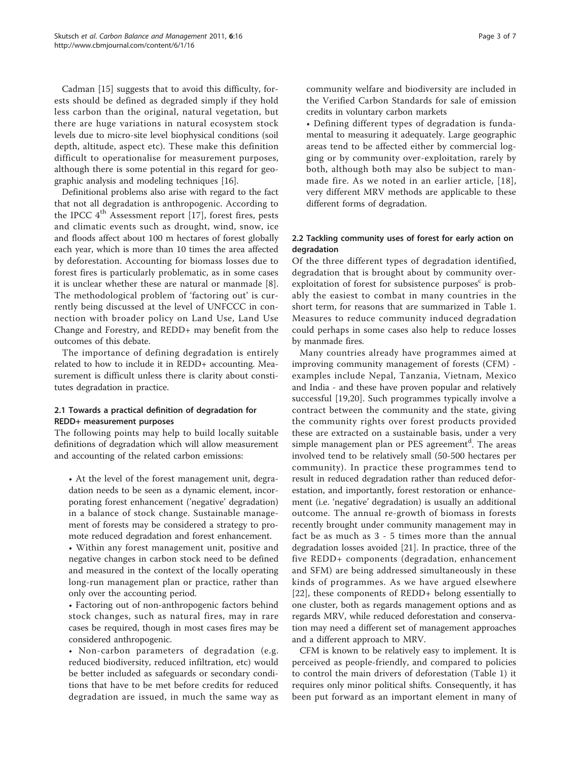Cadman [15] suggests that to avoid this difficulty, forests should be defined as degraded simply if they hold less carbon than the original, natural vegetation, but there are huge variations in natural ecosystem stock levels due to micro-site level biophysical conditions (soil depth, altitude, aspect etc). These make this definition difficult to operationalise for measurement purposes, although there is some potential in this regard for geographic analysis and modeling techniques [16].

Definitional problems also arise with regard to the fact that not all degradation is anthropogenic. According to the IPCC 4[th] Assessment report [17], forest fires, pests and climatic events such as drought, wind, snow, ice and floods affect about 100 m hectares of forest globally each year, which is more than 10 times the area affected by deforestation. Accounting for biomass losses due to forest fires is particularly problematic, as in some cases it is unclear whether these are natural or manmade [8]. The methodological problem of 'factoring out' is currently being discussed at the level of UNFCCC in connection with broader policy on Land Use, Land Use Change and Forestry, and REDD+ may benefit from the outcomes of this debate.

The importance of defining degradation is entirely related to how to include it in REDD+ accounting. Measurement is difficult unless there is clarity about constitutes degradation in practice.

## 2.1 Towards a practical definition of degradation for REDD+ measurement purposes

The following points may help to build locally suitable definitions of degradation which will allow measurement and accounting of the related carbon emissions:

- At the level of the forest management unit, degradation needs to be seen as a dynamic element, incorporating forest enhancement ('negative' degradation) in a balance of stock change. Sustainable management of forests may be considered a strategy to promote reduced degradation and forest enhancement.
- Within any forest management unit, positive and negative changes in carbon stock need to be defined and measured in the context of the locally operating long-run management plan or practice, rather than only over the accounting period.
- Factoring out of non-anthropogenic factors behind stock changes, such as natural fires, may in rare cases be required, though in most cases fires may be considered anthropogenic.
- Non-carbon parameters of degradation (e.g. reduced biodiversity, reduced infiltration, etc) would be better included as safeguards or secondary conditions that have to be met before credits for reduced degradation are issued, in much the same way as community welfare and biodiversity are included in the Verified Carbon Standards for sale of emission credits in voluntary carbon markets
- Defining different types of degradation is fundamental to measuring it adequately. Large geographic areas tend to be affected either by commercial logging or by community over-exploitation, rarely by both, although both may also be subject to manmade fire. As we noted in an earlier article, [18], very different MRV methods are applicable to these different forms of degradation.

## 2.2 Tackling community uses of forest for early action on degradation

Of the three different types of degradation identified, degradation that is brought about by community over-exploitation of forest for subsistence purposes[c] is probably the easiest to combat in many countries in the short term, for reasons that are summarized in Table 1. Measures to reduce community induced degradation could perhaps in some cases also help to reduce losses by manmade fires.

Many countries already have programmes aimed at improving community management of forests (CFM) - examples include Nepal, Tanzania, Vietnam, Mexico and India - and these have proven popular and relatively successful [19,20]. Such programmes typically involve a contract between the community and the state, giving the community rights over forest products provided these are extracted on a sustainable basis, under a very simple management plan or PES agreement[d]. The areas involved tend to be relatively small (50-500 hectares per community). In practice these programmes tend to result in reduced degradation rather than reduced deforestation, and importantly, forest restoration or enhancement (i.e. 'negative' degradation) is usually an additional outcome. The annual re-growth of biomass in forests recently brought under community management may in fact be as much as 3 - 5 times more than the annual degradation losses avoided [21]. In practice, three of the five REDD+ components (degradation, enhancement and SFM) are being addressed simultaneously in these kinds of programmes. As we have argued elsewhere [22], these components of REDD+ belong essentially to one cluster, both as regards management options and as regards MRV, while reduced deforestation and conservation may need a different set of management approaches and a different approach to MRV.

CFM is known to be relatively easy to implement. It is perceived as people-friendly, and compared to policies to control the main drivers of deforestation (Table 1) it requires only minor political shifts. Consequently, it has been put forward as an important element in many of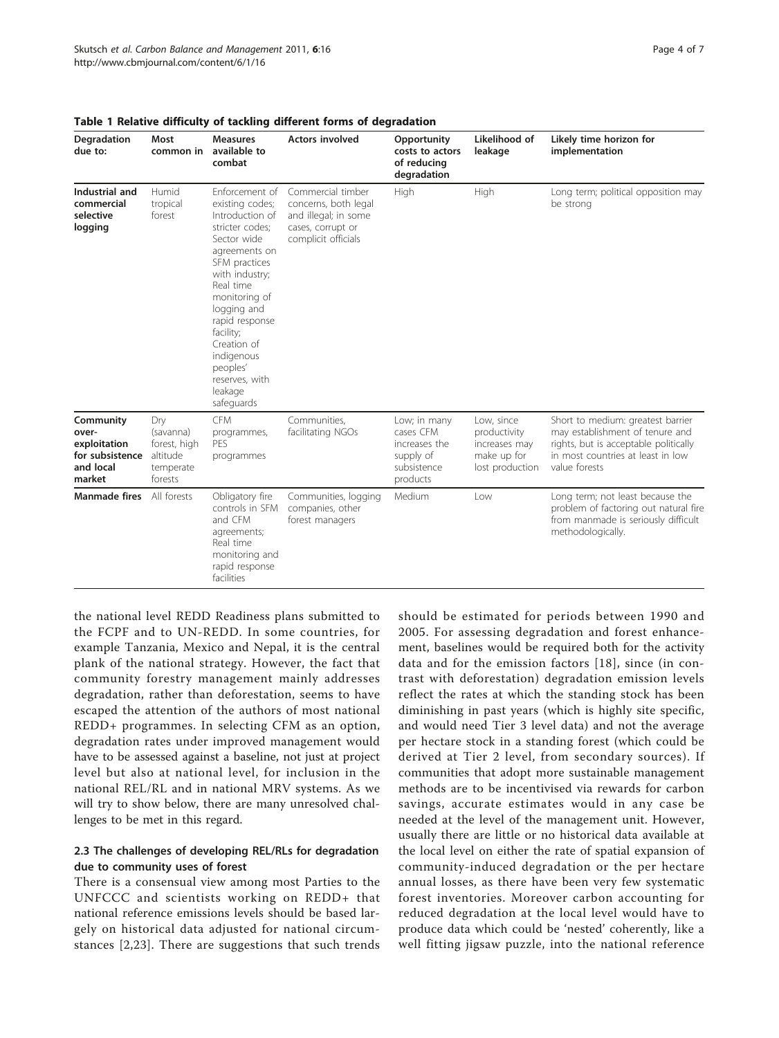**Table 1 Relative difficulty of tackling different forms of degradation**

| Degradation due to: | Most common in | Measures available to combat | Actors involved | Opportunity costs to actors of reducing degradation | Likelihood of leakage | Likely time horizon for implementation |
|---|---|---|---|---|---|---|
| **Industrial and commercial selective logging** | Humid tropical forest | Enforcement of existing codes; Introduction of stricter codes; Sector wide agreements on SFM practices with industry; Real time monitoring of logging and rapid response facility; Creation of indigenous peoples' reserves, with leakage safeguards | Commercial timber concerns, both legal and illegal; in some cases, corrupt or complicit officials | High | High | Long term; political opposition may be strong |
| **Community over-exploitation for subsistence and local market** | Dry (savanna) forest, high altitude temperate forests | CFM programmes, PES programmes | Communities, facilitating NGOs | Low; in many cases CFM increases the supply of subsistence products | Low, since productivity increases may make up for lost production | Short to medium: greatest barrier may establishment of tenure and rights, but is acceptable politically in most countries at least in low value forests |
| **Manmade fires** | All forests | Obligatory fire controls in SFM and CFM agreements; Real time monitoring and rapid response facilities | Communities, logging companies, other forest managers | Medium | Low | Long term; not least because the problem of factoring out natural fire from manmade is seriously difficult methodologically. |

the national level REDD Readiness plans submitted to the FCPF and to UN-REDD. In some countries, for example Tanzania, Mexico and Nepal, it is the central plank of the national strategy. However, the fact that community forestry management mainly addresses degradation, rather than deforestation, seems to have escaped the attention of the authors of most national REDD+ programmes. In selecting CFM as an option, degradation rates under improved management would have to be assessed against a baseline, not just at project level but also at national level, for inclusion in the national REL/RL and in national MRV systems. As we will try to show below, there are many unresolved challenges to be met in this regard.

### 2.3 The challenges of developing REL/RLs for degradation due to community uses of forest

There is a consensual view among most Parties to the UNFCCC and scientists working on REDD+ that national reference emissions levels should be based largely on historical data adjusted for national circumstances [2,23]. There are suggestions that such trends should be estimated for periods between 1990 and 2005. For assessing degradation and forest enhancement, baselines would be required both for the activity data and for the emission factors [18], since (in contrast with deforestation) degradation emission levels reflect the rates at which the standing stock has been diminishing in past years (which is highly site specific, and would need Tier 3 level data) and not the average per hectare stock in a standing forest (which could be derived at Tier 2 level, from secondary sources). If communities that adopt more sustainable management methods are to be incentivised via rewards for carbon savings, accurate estimates would in any case be needed at the level of the management unit. However, usually there are little or no historical data available at the local level on either the rate of spatial expansion of community-induced degradation or the per hectare annual losses, as there have been very few systematic forest inventories. Moreover carbon accounting for reduced degradation at the local level would have to produce data which could be 'nested' coherently, like a well fitting jigsaw puzzle, into the national reference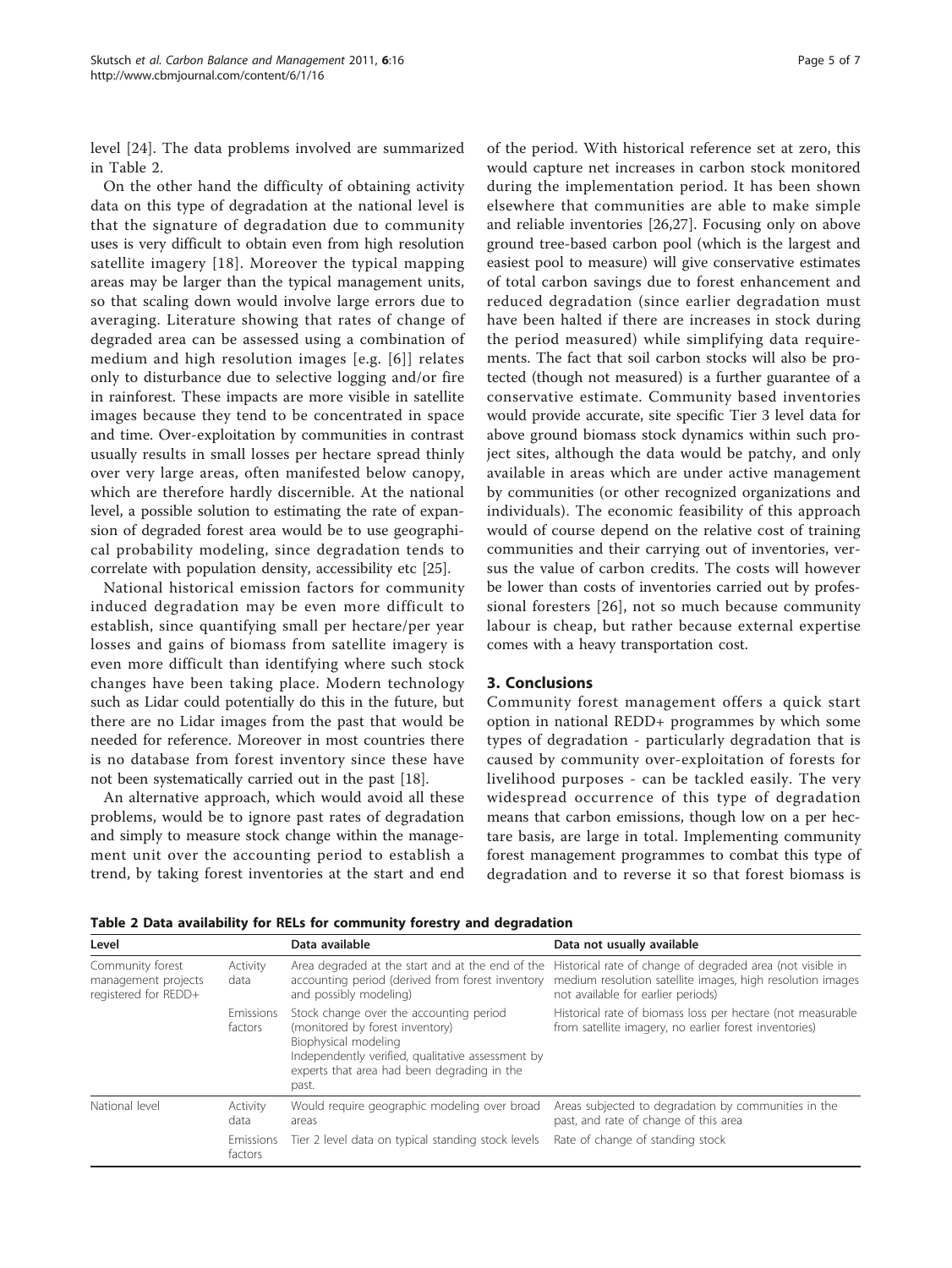level [24]. The data problems involved are summarized in Table 2.

On the other hand the difficulty of obtaining activity data on this type of degradation at the national level is that the signature of degradation due to community uses is very difficult to obtain even from high resolution satellite imagery [18]. Moreover the typical mapping areas may be larger than the typical management units, so that scaling down would involve large errors due to averaging. Literature showing that rates of change of degraded area can be assessed using a combination of medium and high resolution images [e.g. [6]] relates only to disturbance due to selective logging and/or fire in rainforest. These impacts are more visible in satellite images because they tend to be concentrated in space and time. Over-exploitation by communities in contrast usually results in small losses per hectare spread thinly over very large areas, often manifested below canopy, which are therefore hardly discernible. At the national level, a possible solution to estimating the rate of expansion of degraded forest area would be to use geographical probability modeling, since degradation tends to correlate with population density, accessibility etc [25].

National historical emission factors for community induced degradation may be even more difficult to establish, since quantifying small per hectare/per year losses and gains of biomass from satellite imagery is even more difficult than identifying where such stock changes have been taking place. Modern technology such as Lidar could potentially do this in the future, but there are no Lidar images from the past that would be needed for reference. Moreover in most countries there is no database from forest inventory since these have not been systematically carried out in the past [18].

An alternative approach, which would avoid all these problems, would be to ignore past rates of degradation and simply to measure stock change within the management unit over the accounting period to establish a trend, by taking forest inventories at the start and end of the period. With historical reference set at zero, this would capture net increases in carbon stock monitored during the implementation period. It has been shown elsewhere that communities are able to make simple and reliable inventories [26,27]. Focusing only on above ground tree-based carbon pool (which is the largest and easiest pool to measure) will give conservative estimates of total carbon savings due to forest enhancement and reduced degradation (since earlier degradation must have been halted if there are increases in stock during the period measured) while simplifying data requirements. The fact that soil carbon stocks will also be protected (though not measured) is a further guarantee of a conservative estimate. Community based inventories would provide accurate, site specific Tier 3 level data for above ground biomass stock dynamics within such project sites, although the data would be patchy, and only available in areas which are under active management by communities (or other recognized organizations and individuals). The economic feasibility of this approach would of course depend on the relative cost of training communities and their carrying out of inventories, versus the value of carbon credits. The costs will however be lower than costs of inventories carried out by professional foresters [26], not so much because community labour is cheap, but rather because external expertise comes with a heavy transportation cost.

## 3. Conclusions

Community forest management offers a quick start option in national REDD+ programmes by which some types of degradation - particularly degradation that is caused by community over-exploitation of forests for livelihood purposes - can be tackled easily. The very widespread occurrence of this type of degradation means that carbon emissions, though low on a per hectare basis, are large in total. Implementing community forest management programmes to combat this type of degradation and to reverse it so that forest biomass is

**Table 2 Data availability for RELs for community forestry and degradation**

| Level | | Data available | Data not usually available |
|---|---|---|---|
| Community forest management projects registered for REDD+ | Activity data | Area degraded at the start and at the end of the accounting period (derived from forest inventory and possibly modeling) | Historical rate of change of degraded area (not visible in medium resolution satellite images, high resolution images not available for earlier periods) |
| | Emissions factors | Stock change over the accounting period (monitored by forest inventory)<br>Biophysical modeling<br>Independently verified, qualitative assessment by experts that area had been degrading in the past. | Historical rate of biomass loss per hectare (not measurable from satellite imagery, no earlier forest inventories) |
| National level | Activity data | Would require geographic modeling over broad areas | Areas subjected to degradation by communities in the past, and rate of change of this area |
| | Emissions factors | Tier 2 level data on typical standing stock levels | Rate of change of standing stock |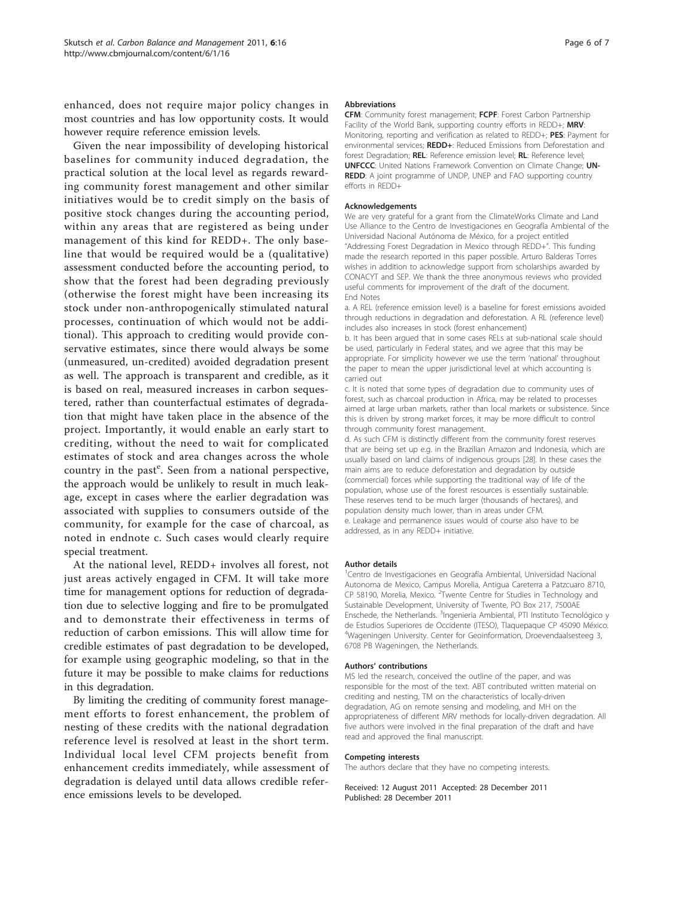enhanced, does not require major policy changes in most countries and has low opportunity costs. It would however require reference emission levels.

Given the near impossibility of developing historical baselines for community induced degradation, the practical solution at the local level as regards rewarding community forest management and other similar initiatives would be to credit simply on the basis of positive stock changes during the accounting period, within any areas that are registered as being under management of this kind for REDD+. The only baseline that would be required would be a (qualitative) assessment conducted before the accounting period, to show that the forest had been degrading previously (otherwise the forest might have been increasing its stock under non-anthropogenically stimulated natural processes, continuation of which would not be additional). This approach to crediting would provide conservative estimates, since there would always be some (unmeasured, un-credited) avoided degradation present as well. The approach is transparent and credible, as it is based on real, measured increases in carbon sequestered, rather than counterfactual estimates of degradation that might have taken place in the absence of the project. Importantly, it would enable an early start to crediting, without the need to wait for complicated estimates of stock and area changes across the whole country in the past[e]. Seen from a national perspective, the approach would be unlikely to result in much leakage, except in cases where the earlier degradation was associated with supplies to consumers outside of the community, for example for the case of charcoal, as noted in endnote c. Such cases would clearly require special treatment.

At the national level, REDD+ involves all forest, not just areas actively engaged in CFM. It will take more time for management options for reduction of degradation due to selective logging and fire to be promulgated and to demonstrate their effectiveness in terms of reduction of carbon emissions. This will allow time for credible estimates of past degradation to be developed, for example using geographic modeling, so that in the future it may be possible to make claims for reductions in this degradation.

By limiting the crediting of community forest management efforts to forest enhancement, the problem of nesting of these credits with the national degradation reference level is resolved at least in the short term. Individual local level CFM projects benefit from enhancement credits immediately, while assessment of degradation is delayed until data allows credible reference emissions levels to be developed.

#### Abbreviations

**CFM**: Community forest management; **FCPF**: Forest Carbon Partnership Facility of the World Bank, supporting country efforts in REDD+; **MRV**: Monitoring, reporting and verification as related to REDD+; **PES**: Payment for environmental services; **REDD+**: Reduced Emissions from Deforestation and forest Degradation; **REL**: Reference emission level; **RL**: Reference level; **UNFCCC**: United Nations Framework Convention on Climate Change; **UN-REDD**: A joint programme of UNDP, UNEP and FAO supporting country efforts in REDD+

#### Acknowledgements

We are very grateful for a grant from the ClimateWorks Climate and Land Use Alliance to the Centro de Investigaciones en Geografía Ambiental of the Universidad Nacional Autónoma de México, for a project entitled "Addressing Forest Degradation in Mexico through REDD+". This funding made the research reported in this paper possible. Arturo Balderas Torres wishes in addition to acknowledge support from scholarships awarded by CONACYT and SEP. We thank the three anonymous reviews who provided useful comments for improvement of the draft of the document.

End Notes

a. A REL (reference emission level) is a baseline for forest emissions avoided through reductions in degradation and deforestation. A RL (reference level) includes also increases in stock (forest enhancement)

b. It has been argued that in some cases RELs at sub-national scale should be used, particularly in Federal states, and we agree that this may be appropriate. For simplicity however we use the term 'national' throughout the paper to mean the upper jurisdictional level at which accounting is carried out

c. It is noted that some types of degradation due to community uses of forest, such as charcoal production in Africa, may be related to processes aimed at large urban markets, rather than local markets or subsistence. Since this is driven by strong market forces, it may be more difficult to control through community forest management.

d. As such CFM is distinctly different from the community forest reserves that are being set up e.g. in the Brazilian Amazon and Indonesia, which are usually based on land claims of indigenous groups [28]. In these cases the main aims are to reduce deforestation and degradation by outside (commercial) forces while supporting the traditional way of life of the population, whose use of the forest resources is essentially sustainable. These reserves tend to be much larger (thousands of hectares), and population density much lower, than in areas under CFM.

e. Leakage and permanence issues would of course also have to be addressed, as in any REDD+ initiative.

#### Author details

[1]Centro de Investigaciones en Geografía Ambiental, Universidad Nacional Autonoma de Mexico, Campus Morelia, Antigua Careterra a Patzcuaro 8710, CP 58190, Morelia, Mexico. [2]Twente Centre for Studies in Technology and Sustainable Development, University of Twente, PO Box 217, 7500AE Enschede, the Netherlands. [3]Ingenieria Ambiental, PTI Instituto Tecnológico y de Estudios Superiores de Occidente (ITESO), Tlaquepaque CP 45090 México. [4]Wageningen University. Center for Geoinformation, Droevendaalsesteeg 3, 6708 PB Wageningen, the Netherlands.

#### Authors' contributions

MS led the research, conceived the outline of the paper, and was responsible for the most of the text. ABT contributed written material on crediting and nesting, TM on the characteristics of locally-driven degradation, AG on remote sensing and modeling, and MH on the appropriateness of different MRV methods for locally-driven degradation. All five authors were involved in the final preparation of the draft and have read and approved the final manuscript.

#### Competing interests

The authors declare that they have no competing interests.

Received: 12 August 2011 Accepted: 28 December 2011
Published: 28 December 2011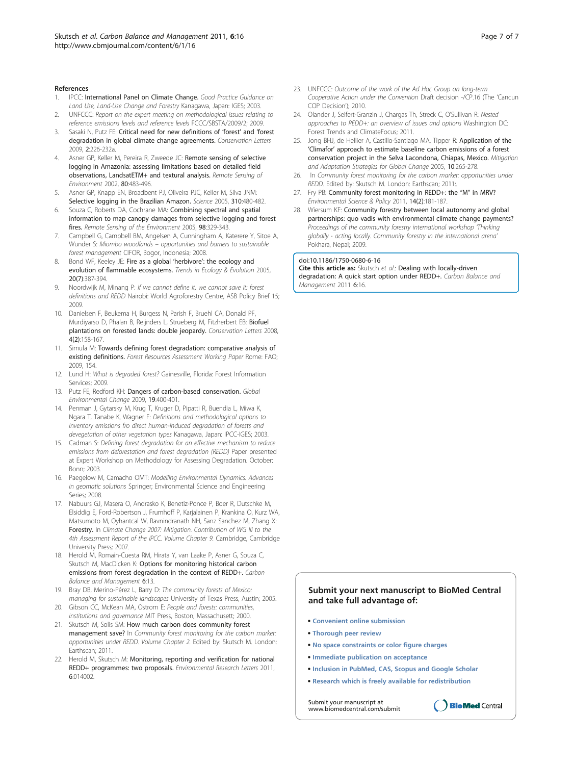## References

1. IPCC: **International Panel on Climate Change.** *Good Practice Guidance on Land Use, Land-Use Change and Forestry* Kanagawa, Japan: IGES; 2003.
2. UNFCCC: *Report on the expert meeting on methodological issues relating to reference emissions levels and reference levels* FCCC/SBSTA/2009/2; 2009.
3. Sasaki N, Putz FE: **Critical need for new definitions of 'forest' and 'forest degradation in global climate change agreements.** *Conservation Letters* 2009, **2**:226-232a.
4. Asner GP, Keller M, Pereira R, Zweede JC: **Remote sensing of selective logging in Amazonia: assessing limitations based on detailed field observations, LandsatETM+ and textural analysis.** *Remote Sensing of Environment* 2002, **80**:483-496.
5. Asner GP, Knapp EN, Broadbent PJ, Oliveira PJC, Keller M, Silva JNM: **Selective logging in the Brazilian Amazon.** *Science* 2005, **310**:480-482.
6. Souza C, Roberts DA, Cochrane MA: **Combining spectral and spatial information to map canopy damages from selective logging and forest fires.** *Remote Sensing of the Environment* 2005, **98**:329-343.
7. Campbell G, Campbell BM, Angelsen A, Cunningham A, Katerere Y, Sitoe A, Wunder S: *Miombo woodlands – opportunities and barriers to sustainable forest management* CIFOR, Bogor, Indonesia; 2008.
8. Bond WF, Keeley JE: **Fire as a global 'herbivore': the ecology and evolution of flammable ecosystems.** *Trends in Ecology & Evolution* 2005, **20(7)**:387-394.
9. Noordwijk M, Minang P: *If we cannot define it, we cannot save it: forest definitions and REDD* Nairobi: World Agroforestry Centre, ASB Policy Brief 15; 2009.
10. Danielsen F, Beukema H, Burgess N, Parish F, Bruehl CA, Donald PF, Murdiyarso D, Phalan B, Reijnders L, Strueberg M, Fitzherbert EB: **Biofuel plantations on forested lands: double jeopardy.** *Conservation Letters* 2008, **4(2)**:158-167.
11. Simula M: **Towards defining forest degradation: comparative analysis of existing definitions.** *Forest Resources Assessment Working Paper* Rome: FAO; 2009, 154.
12. Lund H: *What is degraded forest?* Gainesville, Florida: Forest Information Services; 2009.
13. Putz FE, Redford KH: **Dangers of carbon-based conservation.** *Global Environmental Change* 2009, **19**:400-401.
14. Penman J, Gytarsky M, Krug T, Kruger D, Pipatti R, Buendia L, Miwa K, Ngara T, Tanabe K, Wagner F: *Definitions and methodological options to inventory emissions fro direct human-induced degradation of forests and devegetation of other vegetation types* Kanagawa, Japan: IPCC-IGES; 2003.
15. Cadman S: *Defining forest degradation for an effective mechanism to reduce emissions from deforestation and forest degradation (REDD)* Paper presented at Expert Workshop on Methodology for Assessing Degradation. October: Bonn; 2003.
16. Paegelow M, Camacho OMT: *Modelling Environmental Dynamics. Advances in geomatic solutions* Springer; Environmental Science and Engineering Series; 2008.
17. Nabuurs GJ, Masera O, Andrasko K, Benetiz-Ponce P, Boer R, Dutschke M, Elsiddig E, Ford-Robertson J, Frumhoff P, Karjalainen P, Krankina O, Kurz WA, Matsumoto M, Oyhantcal W, Ravnindranath NH, Sanz Sanchez M, Zhang X: **Forestry.** In *Climate Change 2007: Mitigation. Contribution of WG III to the 4th Assessment Report of the IPCC. Volume Chapter 9.* Cambridge, Cambridge University Press; 2007.
18. Herold M, Romain-Cuesta RM, Hirata Y, van Laake P, Asner G, Souza C, Skutsch M, MacDicken K: **Options for monitoring historical carbon emissions from forest degradation in the context of REDD+.** *Carbon Balance and Management* **6**:13.
19. Bray DB, Merino-Pérez L, Barry D: *The community forests of Mexico: managing for sustainable landscapes* University of Texas Press, Austin; 2005.
20. Gibson CC, McKean MA, Ostrom E: *People and forests: communities, institutions and governance* MIT Press, Boston, Massachusett; 2000.
21. Skutsch M, Solis SM: **How much carbon does community forest management save?** In *Community forest monitoring for the carbon market: opportunities under REDD. Volume Chapter 2.* Edited by: Skutsch M. London: Earthscan; 2011.
22. Herold M, Skutsch M: **Monitoring, reporting and verification for national REDD+ programmes: two proposals.** *Environmental Research Letters* 2011, **6**:014002.
23. UNFCCC: *Outcome of the work of the Ad Hoc Group on long-term Cooperative Action under the Convention* Draft decision -/CP.16 (The 'Cancun COP Decision'); 2010.
24. Olander J, Seifert-Granzin J, Chargas Th, Streck C, O'Sullivan R: *Nested approaches to REDD+: an overview of issues and options* Washington DC: Forest Trends and ClimateFocus; 2011.
25. Jong BHJ, de Hellier A, Castillo-Santiago MA, Tipper R: **Application of the 'Climafor' approach to estimate baseline carbon emissions of a forest conservation project in the Selva Lacondona, Chiapas, Mexico.** *Mitigation and Adaptation Strategies for Global Change* 2005, **10**:265-278.
26. In *Community forest monitoring for the carbon market: opportunities under REDD.* Edited by: Skutsch M. London: Earthscan; 2011:.
27. Fry PB: **Community forest monitoring in REDD+: the "M" in MRV?** *Environmental Science & Policy* 2011, **14(2)**:181-187.
28. Wiersum KF: **Community forestry between local autonomy and global partnerships: quo vadis with environmental climate change payments?** *Proceedings of the community forestry international workshop 'Thinking globally - acting locally. Community forestry in the international arena'* Pokhara, Nepal; 2009.

doi:10.1186/1750-0680-6-16
**Cite this article as:** Skutsch *et al.*: Dealing with locally-driven degradation: A quick start option under REDD+. *Carbon Balance and Management* 2011 **6**:16.

**Submit your next manuscript to BioMed Central and take full advantage of:**

- Convenient online submission
- Thorough peer review
- No space constraints or color figure charges
- Immediate publication on acceptance
- Inclusion in PubMed, CAS, Scopus and Google Scholar
- Research which is freely available for redistribution

Submit your manuscript at
www.biomedcentral.com/submit

BioMed Central